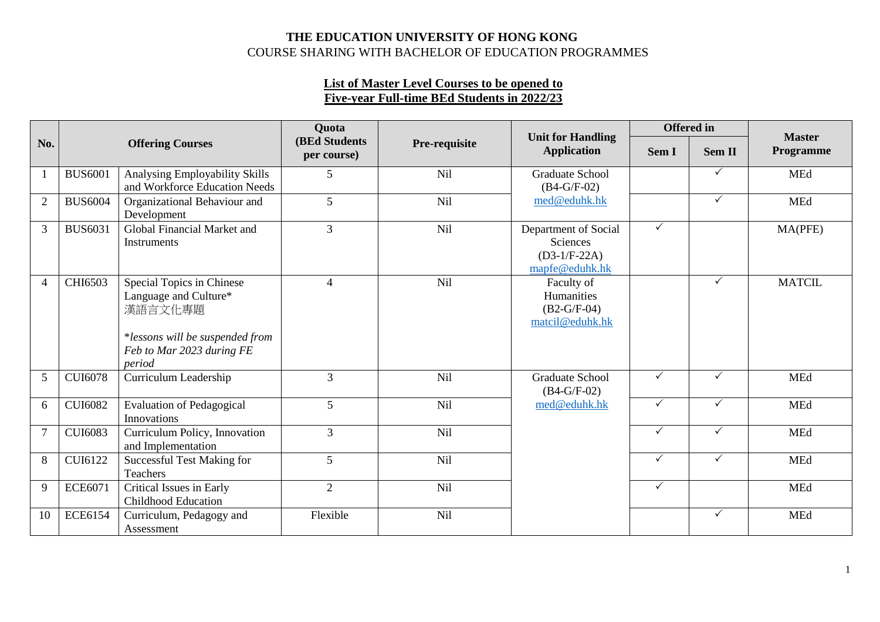**THE EDUCATION UNIVERSITY OF HONG KONG**

COURSE SHARING WITH BACHELOR OF EDUCATION PROGRAMMES

**List of Master Level Courses to be opened to Five-year Full-time BEd Students in 2022/23**

| No. | Offering Courses | | Quota (BEd Students per course) | Pre-requisite | Unit for Handling Application | Offered in | | Master Programme |
|---|---|---|---|---|---|---|---|---|
| | | | | | | Sem I | Sem II | |
| 1 | BUS6001 | Analysing Employability Skills and Workforce Education Needs | 5 | Nil | Graduate School (B4-G/F-02) med@eduhk.hk | | ✓ | MEd |
| 2 | BUS6004 | Organizational Behaviour and Development | 5 | Nil | | | ✓ | MEd |
| 3 | BUS6031 | Global Financial Market and Instruments | 3 | Nil | Department of Social Sciences (D3-1/F-22A) mapfe@eduhk.hk | ✓ | | MA(PFE) |
| 4 | CHI6503 | Special Topics in Chinese Language and Culture* 漢語言文化專題<br><br>*\*lessons will be suspended from Feb to Mar 2023 during FE period* | 4 | Nil | Faculty of Humanities (B2-G/F-04) matcil@eduhk.hk | | ✓ | MATCIL |
| 5 | CUI6078 | Curriculum Leadership | 3 | Nil | Graduate School (B4-G/F-02) med@eduhk.hk | ✓ | ✓ | MEd |
| 6 | CUI6082 | Evaluation of Pedagogical Innovations | 5 | Nil | | ✓ | ✓ | MEd |
| 7 | CUI6083 | Curriculum Policy, Innovation and Implementation | 3 | Nil | | ✓ | ✓ | MEd |
| 8 | CUI6122 | Successful Test Making for Teachers | 5 | Nil | | ✓ | ✓ | MEd |
| 9 | ECE6071 | Critical Issues in Early Childhood Education | 2 | Nil | | ✓ | | MEd |
| 10 | ECE6154 | Curriculum, Pedagogy and Assessment | Flexible | Nil | | | ✓ | MEd |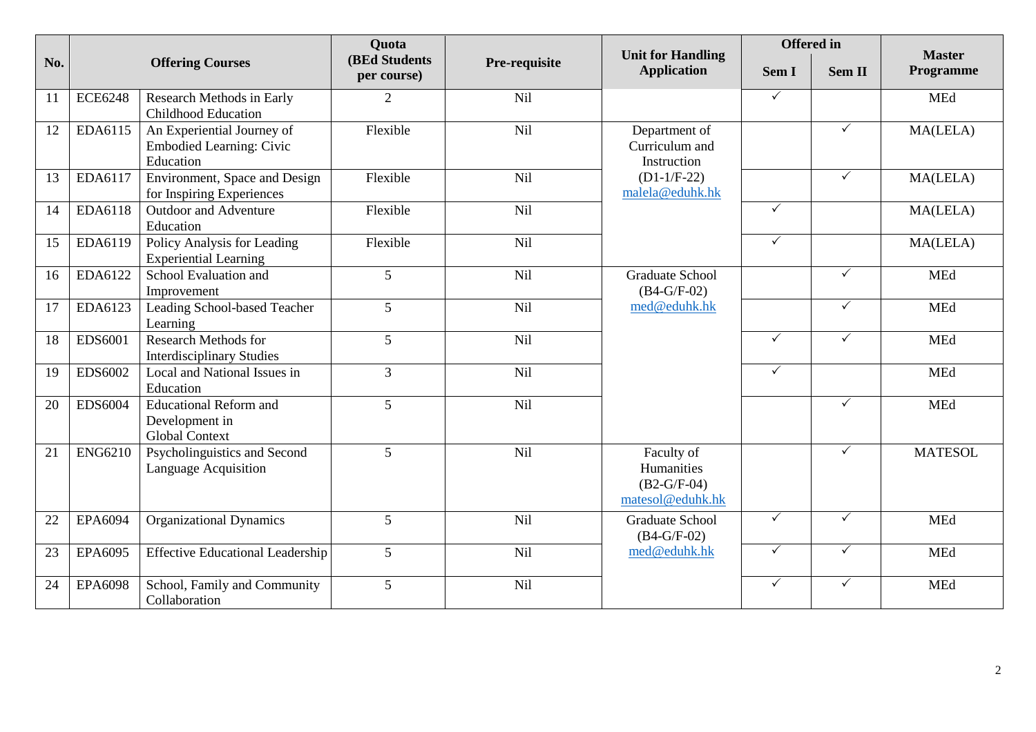| No. | Offering Courses | | Quota (BEd Students per course) | Pre-requisite | Unit for Handling Application | Offered in | | Master Programme |
|---|---|---|---|---|---|---|---|---|
| | | | | | | Sem I | Sem II | |
| 11 | ECE6248 | Research Methods in Early Childhood Education | 2 | Nil | | ✓ | | MEd |
| 12 | EDA6115 | An Experiential Journey of Embodied Learning: Civic Education | Flexible | Nil | Department of Curriculum and Instruction (D1-1/F-22) malela@eduhk.hk | | ✓ | MA(LELA) |
| 13 | EDA6117 | Environment, Space and Design for Inspiring Experiences | Flexible | Nil | | | ✓ | MA(LELA) |
| 14 | EDA6118 | Outdoor and Adventure Education | Flexible | Nil | | ✓ | | MA(LELA) |
| 15 | EDA6119 | Policy Analysis for Leading Experiential Learning | Flexible | Nil | | ✓ | | MA(LELA) |
| 16 | EDA6122 | School Evaluation and Improvement | 5 | Nil | Graduate School (B4-G/F-02) med@eduhk.hk | | ✓ | MEd |
| 17 | EDA6123 | Leading School-based Teacher Learning | 5 | Nil | | | ✓ | MEd |
| 18 | EDS6001 | Research Methods for Interdisciplinary Studies | 5 | Nil | | ✓ | ✓ | MEd |
| 19 | EDS6002 | Local and National Issues in Education | 3 | Nil | | ✓ | | MEd |
| 20 | EDS6004 | Educational Reform and Development in Global Context | 5 | Nil | | | ✓ | MEd |
| 21 | ENG6210 | Psycholinguistics and Second Language Acquisition | 5 | Nil | Faculty of Humanities (B2-G/F-04) matesol@eduhk.hk | | ✓ | MATESOL |
| 22 | EPA6094 | Organizational Dynamics | 5 | Nil | Graduate School (B4-G/F-02) med@eduhk.hk | ✓ | ✓ | MEd |
| 23 | EPA6095 | Effective Educational Leadership | 5 | Nil | | ✓ | ✓ | MEd |
| 24 | EPA6098 | School, Family and Community Collaboration | 5 | Nil | | ✓ | ✓ | MEd |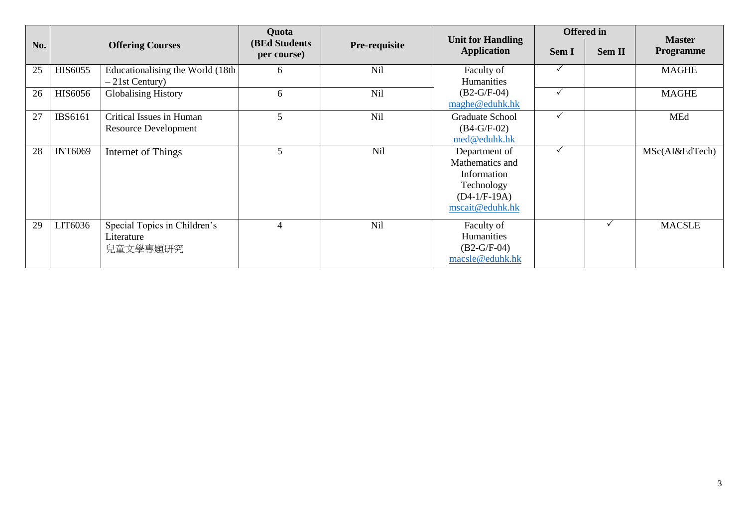| No. | Offering Courses | | Quota (BEd Students per course) | Pre-requisite | Unit for Handling Application | Offered in | | Master Programme |
|---|---|---|---|---|---|---|---|---|
| | | | | | | Sem I | Sem II | |
| 25 | HIS6055 | Educationalising the World (18th – 21st Century) | 6 | Nil | Faculty of Humanities (B2-G/F-04) maghe@eduhk.hk | ✓ | | MAGHE |
| 26 | HIS6056 | Globalising History | 6 | Nil | | ✓ | | MAGHE |
| 27 | IBS6161 | Critical Issues in Human Resource Development | 5 | Nil | Graduate School (B4-G/F-02) med@eduhk.hk | ✓ | | MEd |
| 28 | INT6069 | Internet of Things | 5 | Nil | Department of Mathematics and Information Technology (D4-1/F-19A) mscait@eduhk.hk | ✓ | | MSc(AI&EdTech) |
| 29 | LIT6036 | Special Topics in Children's Literature 兒童文學專題研究 | 4 | Nil | Faculty of Humanities (B2-G/F-04) macsle@eduhk.hk | | ✓ | MACSLE |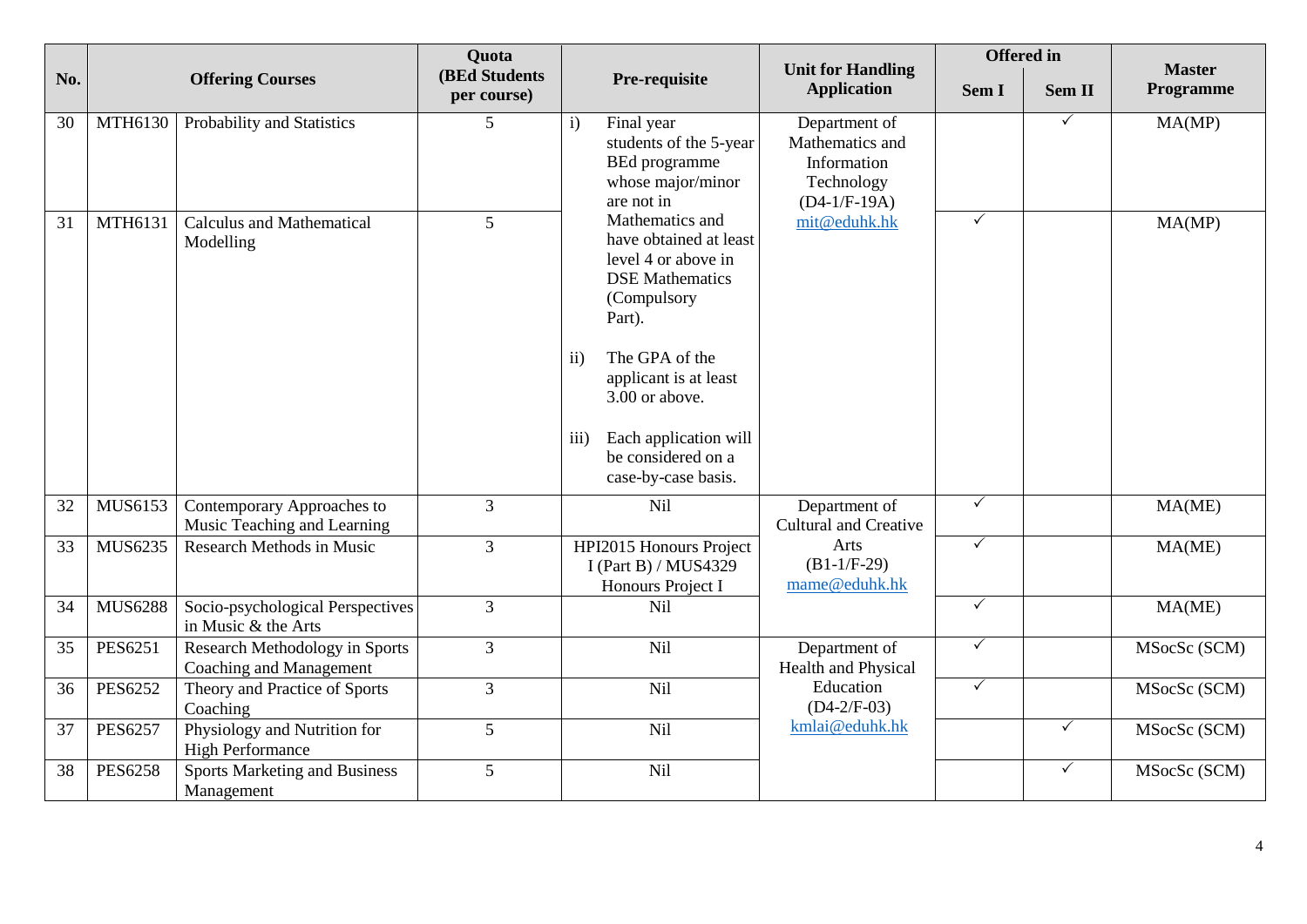| No. | Offering Courses | | Quota (BEd Students per course) | Pre-requisite | Unit for Handling Application | Offered in | | Master Programme |
|---|---|---|---|---|---|---|---|---|
| | | | | | | Sem I | Sem II | |
| 30 | MTH6130 | Probability and Statistics | 5 | i) Final year students of the 5-year BEd programme whose major/minor are not in Mathematics and have obtained at least level 4 or above in DSE Mathematics (Compulsory Part).<br>ii) The GPA of the applicant is at least 3.00 or above.<br>iii) Each application will be considered on a case-by-case basis. | Department of Mathematics and Information Technology (D4-1/F-19A) mit@eduhk.hk | | ✓ | MA(MP) |
| 31 | MTH6131 | Calculus and Mathematical Modelling | 5 | | | ✓ | | MA(MP) |
| 32 | MUS6153 | Contemporary Approaches to Music Teaching and Learning | 3 | Nil | Department of Cultural and Creative Arts (B1-1/F-29) mame@eduhk.hk | ✓ | | MA(ME) |
| 33 | MUS6235 | Research Methods in Music | 3 | HPI2015 Honours Project I (Part B) / MUS4329 Honours Project I | | ✓ | | MA(ME) |
| 34 | MUS6288 | Socio-psychological Perspectives in Music & the Arts | 3 | Nil | | ✓ | | MA(ME) |
| 35 | PES6251 | Research Methodology in Sports Coaching and Management | 3 | Nil | Department of Health and Physical Education (D4-2/F-03) kmlai@eduhk.hk | ✓ | | MSocSc (SCM) |
| 36 | PES6252 | Theory and Practice of Sports Coaching | 3 | Nil | | ✓ | | MSocSc (SCM) |
| 37 | PES6257 | Physiology and Nutrition for High Performance | 5 | Nil | | | ✓ | MSocSc (SCM) |
| 38 | PES6258 | Sports Marketing and Business Management | 5 | Nil | | | ✓ | MSocSc (SCM) |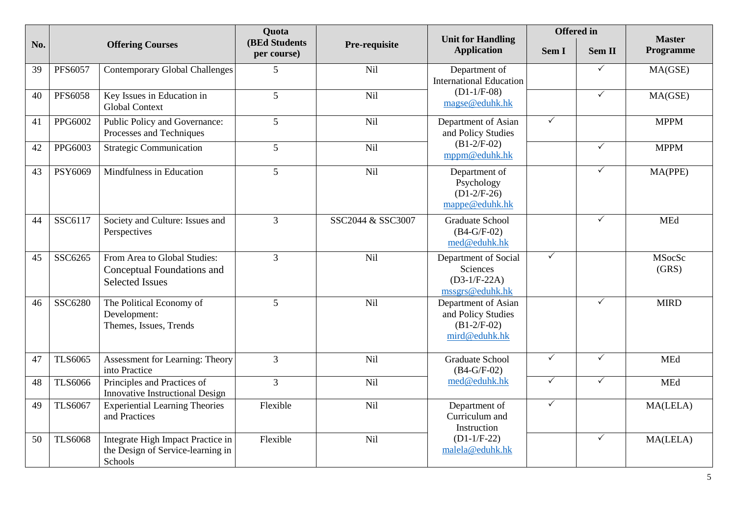| No. | Offering Courses | | Quota (BEd Students per course) | Pre-requisite | Unit for Handling Application | Offered in | | Master Programme |
|---|---|---|---|---|---|---|---|---|
| | | | | | | Sem I | Sem II | |
| 39 | PFS6057 | Contemporary Global Challenges | 5 | Nil | Department of International Education (D1-1/F-08) magse@eduhk.hk | | ✓ | MA(GSE) |
| 40 | PFS6058 | Key Issues in Education in Global Context | 5 | Nil | | | ✓ | MA(GSE) |
| 41 | PPG6002 | Public Policy and Governance: Processes and Techniques | 5 | Nil | Department of Asian and Policy Studies (B1-2/F-02) mppm@eduhk.hk | ✓ | | MPPM |
| 42 | PPG6003 | Strategic Communication | 5 | Nil | | | ✓ | MPPM |
| 43 | PSY6069 | Mindfulness in Education | 5 | Nil | Department of Psychology (D1-2/F-26) mappe@eduhk.hk | | ✓ | MA(PPE) |
| 44 | SSC6117 | Society and Culture: Issues and Perspectives | 3 | SSC2044 & SSC3007 | Graduate School (B4-G/F-02) med@eduhk.hk | | ✓ | MEd |
| 45 | SSC6265 | From Area to Global Studies: Conceptual Foundations and Selected Issues | 3 | Nil | Department of Social Sciences (D3-1/F-22A) mssgrs@eduhk.hk | ✓ | | MSocSc (GRS) |
| 46 | SSC6280 | The Political Economy of Development: Themes, Issues, Trends | 5 | Nil | Department of Asian and Policy Studies (B1-2/F-02) mird@eduhk.hk | | ✓ | MIRD |
| 47 | TLS6065 | Assessment for Learning: Theory into Practice | 3 | Nil | Graduate School (B4-G/F-02) med@eduhk.hk | ✓ | ✓ | MEd |
| 48 | TLS6066 | Principles and Practices of Innovative Instructional Design | 3 | Nil | | ✓ | ✓ | MEd |
| 49 | TLS6067 | Experiential Learning Theories and Practices | Flexible | Nil | Department of Curriculum and Instruction (D1-1/F-22) malela@eduhk.hk | ✓ | | MA(LELA) |
| 50 | TLS6068 | Integrate High Impact Practice in the Design of Service-learning in Schools | Flexible | Nil | | | ✓ | MA(LELA) |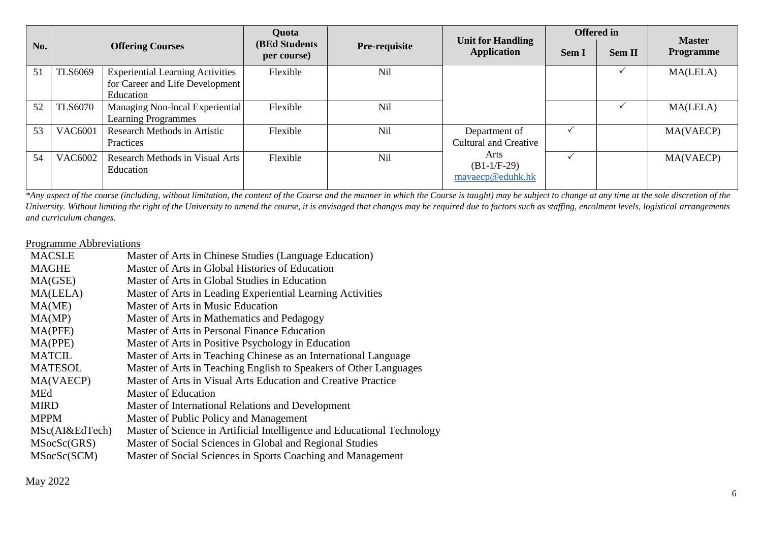| No. | Offering Courses | | Quota (BEd Students per course) | Pre-requisite | Unit for Handling Application | Offered in | | Master Programme |
|---|---|---|---|---|---|---|---|---|
| | | | | | | Sem I | Sem II | |
| 51 | TLS6069 | Experiential Learning Activities for Career and Life Development Education | Flexible | Nil | | | ✓ | MA(LELA) |
| 52 | TLS6070 | Managing Non-local Experiential Learning Programmes | Flexible | Nil | | | ✓ | MA(LELA) |
| 53 | VAC6001 | Research Methods in Artistic Practices | Flexible | Nil | Department of Cultural and Creative Arts (B1-1/F-29) mavaecp@eduhk.hk | ✓ | | MA(VAECP) |
| 54 | VAC6002 | Research Methods in Visual Arts Education | Flexible | Nil | | ✓ | | MA(VAECP) |

*\*Any aspect of the course (including, without limitation, the content of the Course and the manner in which the Course is taught) may be subject to change at any time at the sole discretion of the University. Without limiting the right of the University to amend the course, it is envisaged that changes may be required due to factors such as staffing, enrolment levels, logistical arrangements and curriculum changes.*

Programme Abbreviations

| | |
|---|---|
| MACSLE | Master of Arts in Chinese Studies (Language Education) |
| MAGHE | Master of Arts in Global Histories of Education |
| MA(GSE) | Master of Arts in Global Studies in Education |
| MA(LELA) | Master of Arts in Leading Experiential Learning Activities |
| MA(ME) | Master of Arts in Music Education |
| MA(MP) | Master of Arts in Mathematics and Pedagogy |
| MA(PFE) | Master of Arts in Personal Finance Education |
| MA(PPE) | Master of Arts in Positive Psychology in Education |
| MATCIL | Master of Arts in Teaching Chinese as an International Language |
| MATESOL | Master of Arts in Teaching English to Speakers of Other Languages |
| MA(VAECP) | Master of Arts in Visual Arts Education and Creative Practice |
| MEd | Master of Education |
| MIRD | Master of International Relations and Development |
| MPPM | Master of Public Policy and Management |
| MSc(AI&EdTech) | Master of Science in Artificial Intelligence and Educational Technology |
| MSocSc(GRS) | Master of Social Sciences in Global and Regional Studies |
| MSocSc(SCM) | Master of Social Sciences in Sports Coaching and Management |

May 2022